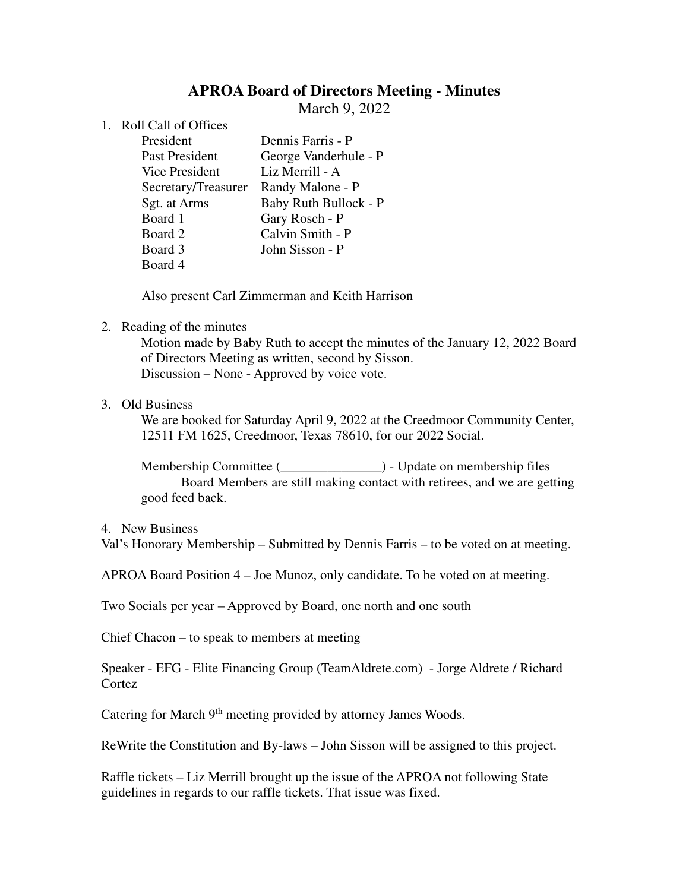# APROA Board of Directors Meeting - Minutes

March 9, 2022

1. Roll Call of Offices

| | |
|---|---|
| President | Dennis Farris - P |
| Past President | George Vanderhule - P |
| Vice President | Liz Merrill - A |
| Secretary/Treasurer | Randy Malone - P |
| Sgt. at Arms | Baby Ruth Bullock - P |
| Board 1 | Gary Rosch - P |
| Board 2 | Calvin Smith - P |
| Board 3 | John Sisson - P |
| Board 4 | |

   Also present Carl Zimmerman and Keith Harrison

2. Reading of the minutes

   Motion made by Baby Ruth to accept the minutes of the January 12, 2022 Board of Directors Meeting as written, second by Sisson.
   Discussion – None - Approved by voice vote.

3. Old Business

   We are booked for Saturday April 9, 2022 at the Creedmoor Community Center, 12511 FM 1625, Creedmoor, Texas 78610, for our 2022 Social.

   Membership Committee (_______________) - Update on membership files
   Board Members are still making contact with retirees, and we are getting good feed back.

4. New Business

Val's Honorary Membership – Submitted by Dennis Farris – to be voted on at meeting.

APROA Board Position 4 – Joe Munoz, only candidate. To be voted on at meeting.

Two Socials per year – Approved by Board, one north and one south

Chief Chacon – to speak to members at meeting

Speaker - EFG - Elite Financing Group (TeamAldrete.com) - Jorge Aldrete / Richard Cortez

Catering for March 9th meeting provided by attorney James Woods.

ReWrite the Constitution and By-laws – John Sisson will be assigned to this project.

Raffle tickets – Liz Merrill brought up the issue of the APROA not following State guidelines in regards to our raffle tickets. That issue was fixed.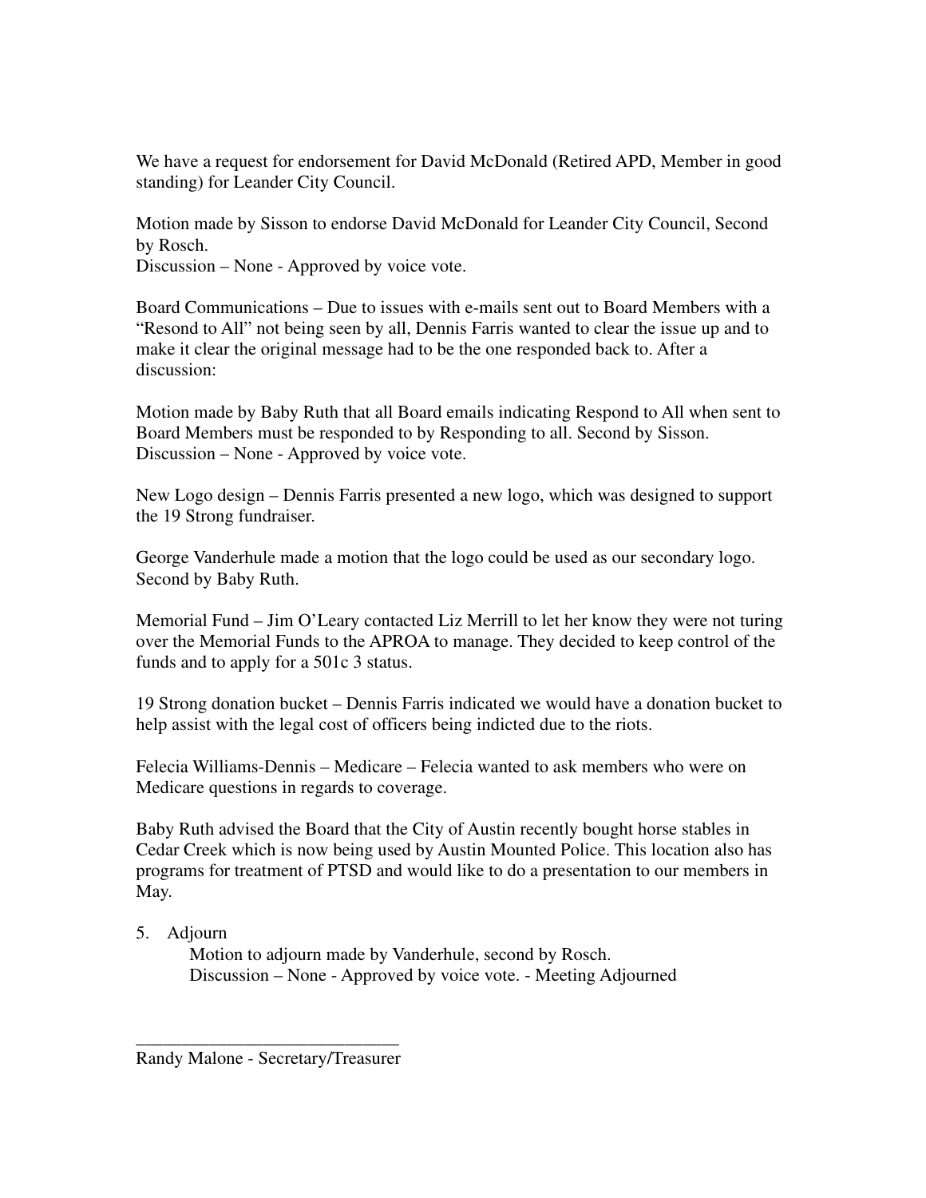We have a request for endorsement for David McDonald (Retired APD, Member in good standing) for Leander City Council.

Motion made by Sisson to endorse David McDonald for Leander City Council, Second by Rosch.
Discussion – None - Approved by voice vote.

Board Communications – Due to issues with e-mails sent out to Board Members with a "Resond to All" not being seen by all, Dennis Farris wanted to clear the issue up and to make it clear the original message had to be the one responded back to. After a discussion:

Motion made by Baby Ruth that all Board emails indicating Respond to All when sent to Board Members must be responded to by Responding to all. Second by Sisson.
Discussion – None - Approved by voice vote.

New Logo design – Dennis Farris presented a new logo, which was designed to support the 19 Strong fundraiser.

George Vanderhule made a motion that the logo could be used as our secondary logo. Second by Baby Ruth.

Memorial Fund – Jim O'Leary contacted Liz Merrill to let her know they were not turing over the Memorial Funds to the APROA to manage. They decided to keep control of the funds and to apply for a 501c 3 status.

19 Strong donation bucket – Dennis Farris indicated we would have a donation bucket to help assist with the legal cost of officers being indicted due to the riots.

Felecia Williams-Dennis – Medicare – Felecia wanted to ask members who were on Medicare questions in regards to coverage.

Baby Ruth advised the Board that the City of Austin recently bought horse stables in Cedar Creek which is now being used by Austin Mounted Police. This location also has programs for treatment of PTSD and would like to do a presentation to our members in May.

5. Adjourn
   Motion to adjourn made by Vanderhule, second by Rosch.
   Discussion – None - Approved by voice vote. - Meeting Adjourned

\_\_\_\_\_\_\_\_\_\_\_\_\_\_\_\_\_\_\_\_\_\_\_\_\_\_\_\_\_\_
Randy Malone - Secretary/Treasurer